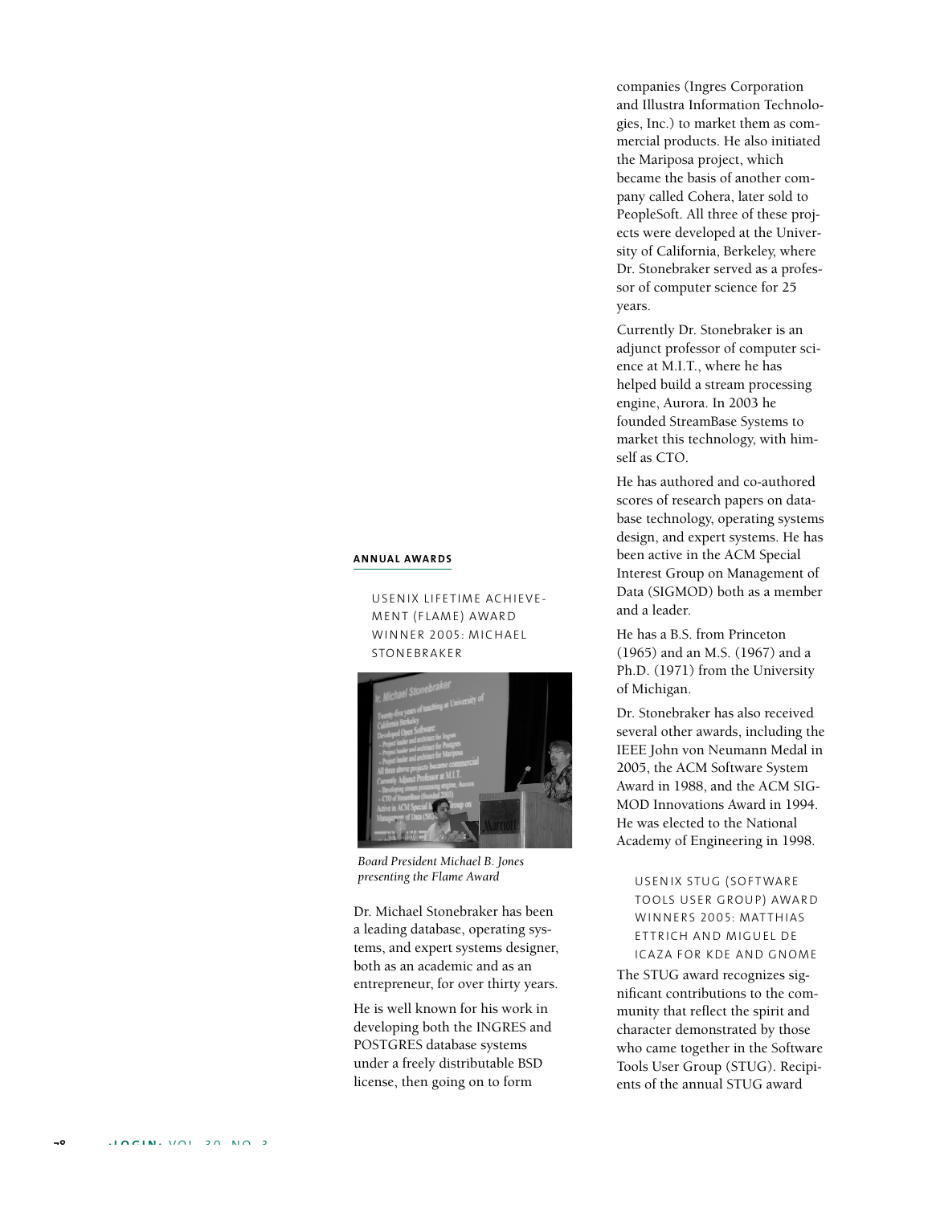## ANNUAL AWARDS

### USENIX LIFETIME ACHIEVEMENT (FLAME) AWARD WINNER 2005: MICHAEL STONEBRAKER

*Board President Michael B. Jones presenting the Flame Award*

Dr. Michael Stonebraker has been a leading database, operating systems, and expert systems designer, both as an academic and as an entrepreneur, for over thirty years.

He is well known for his work in developing both the INGRES and POSTGRES database systems under a freely distributable BSD license, then going on to form companies (Ingres Corporation and Illustra Information Technologies, Inc.) to market them as commercial products. He also initiated the Mariposa project, which became the basis of another company called Cohera, later sold to PeopleSoft. All three of these projects were developed at the University of California, Berkeley, where Dr. Stonebraker served as a professor of computer science for 25 years.

Currently Dr. Stonebraker is an adjunct professor of computer science at M.I.T., where he has helped build a stream processing engine, Aurora. In 2003 he founded StreamBase Systems to market this technology, with himself as CTO.

He has authored and co-authored scores of research papers on database technology, operating systems design, and expert systems. He has been active in the ACM Special Interest Group on Management of Data (SIGMOD) both as a member and a leader.

He has a B.S. from Princeton (1965) and an M.S. (1967) and a Ph.D. (1971) from the University of Michigan.

Dr. Stonebraker has also received several other awards, including the IEEE John von Neumann Medal in 2005, the ACM Software System Award in 1988, and the ACM SIGMOD Innovations Award in 1994. He was elected to the National Academy of Engineering in 1998.

### USENIX STUG (SOFTWARE TOOLS USER GROUP) AWARD WINNERS 2005: MATTHIAS ETTRICH AND MIGUEL DE ICAZA FOR KDE AND GNOME

The STUG award recognizes significant contributions to the community that reflect the spirit and character demonstrated by those who came together in the Software Tools User Group (STUG). Recipients of the annual STUG award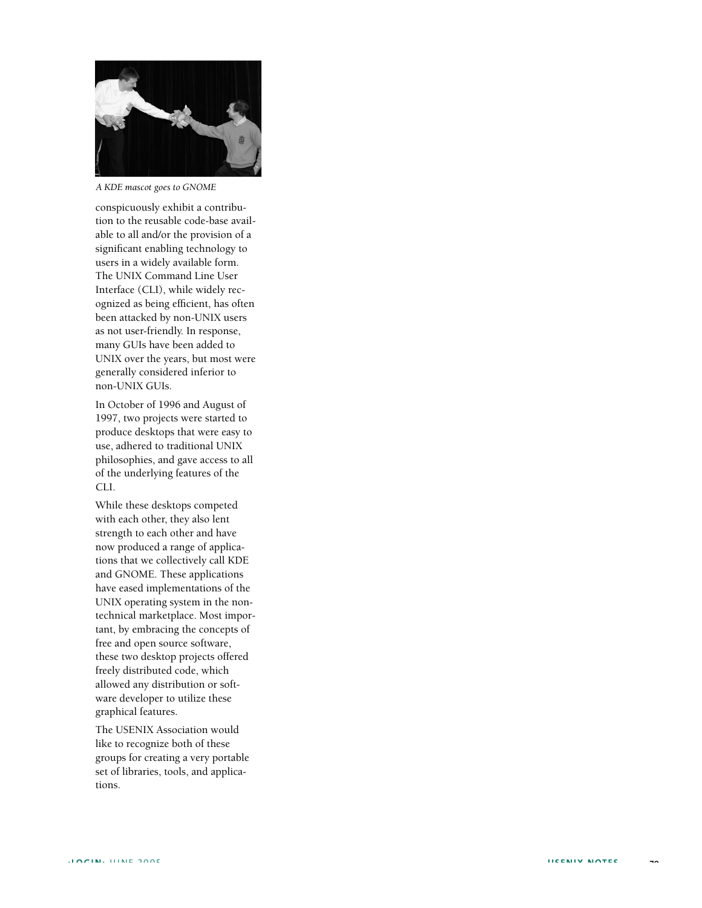*A KDE mascot goes to GNOME*

conspicuously exhibit a contribution to the reusable code-base available to all and/or the provision of a significant enabling technology to users in a widely available form. The UNIX Command Line User Interface (CLI), while widely recognized as being efficient, has often been attacked by non-UNIX users as not user-friendly. In response, many GUIs have been added to UNIX over the years, but most were generally considered inferior to non-UNIX GUIs.

In October of 1996 and August of 1997, two projects were started to produce desktops that were easy to use, adhered to traditional UNIX philosophies, and gave access to all of the underlying features of the CLI.

While these desktops competed with each other, they also lent strength to each other and have now produced a range of applications that we collectively call KDE and GNOME. These applications have eased implementations of the UNIX operating system in the non-technical marketplace. Most important, by embracing the concepts of free and open source software, these two desktop projects offered freely distributed code, which allowed any distribution or software developer to utilize these graphical features.

The USENIX Association would like to recognize both of these groups for creating a very portable set of libraries, tools, and applications.